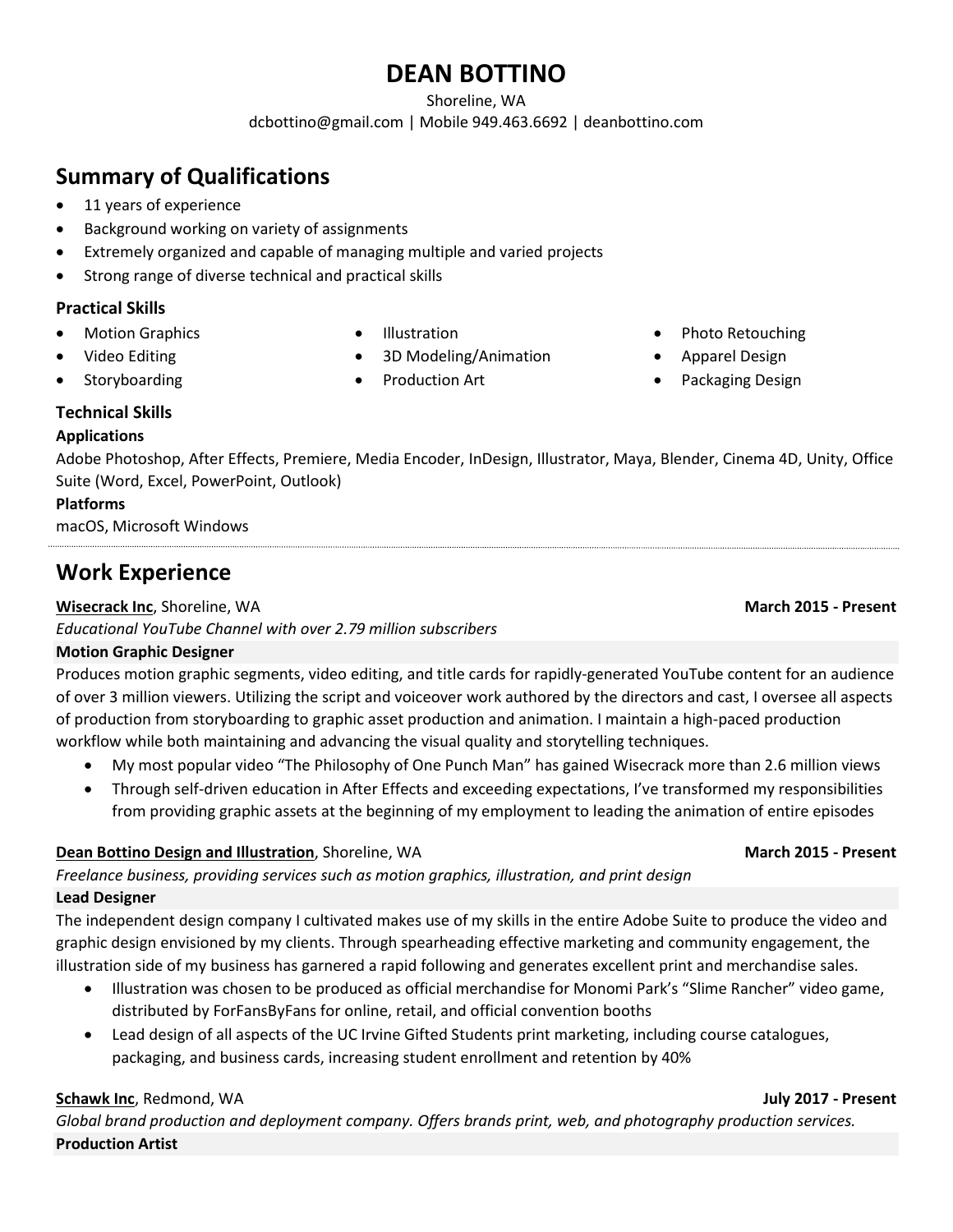# DEAN BOTTINO

Shoreline, WA

dcbottino@gmail.com | Mobile 949.463.6692 | deanbottino.com

## Summary of Qualifications

- 11 years of experience
- Background working on variety of assignments
- Extremely organized and capable of managing multiple and varied projects
- Strong range of diverse technical and practical skills

### Practical Skills

- Motion Graphics
- Video Editing
- Storyboarding
- Illustration
- 3D Modeling/Animation
- Production Art
- Photo Retouching
- Apparel Design
- Packaging Design

### Technical Skills

**Applications**

Adobe Photoshop, After Effects, Premiere, Media Encoder, InDesign, Illustrator, Maya, Blender, Cinema 4D, Unity, Office Suite (Word, Excel, PowerPoint, Outlook)

**Platforms**

macOS, Microsoft Windows

---

## Work Experience

**Wisecrack Inc**, Shoreline, WA — **March 2015 - Present**

*Educational YouTube Channel with over 2.79 million subscribers*

**Motion Graphic Designer**

Produces motion graphic segments, video editing, and title cards for rapidly-generated YouTube content for an audience of over 3 million viewers. Utilizing the script and voiceover work authored by the directors and cast, I oversee all aspects of production from storyboarding to graphic asset production and animation. I maintain a high-paced production workflow while both maintaining and advancing the visual quality and storytelling techniques.

- My most popular video "The Philosophy of One Punch Man" has gained Wisecrack more than 2.6 million views
- Through self-driven education in After Effects and exceeding expectations, I've transformed my responsibilities from providing graphic assets at the beginning of my employment to leading the animation of entire episodes

**Dean Bottino Design and Illustration**, Shoreline, WA — **March 2015 - Present**

*Freelance business, providing services such as motion graphics, illustration, and print design*

**Lead Designer**

The independent design company I cultivated makes use of my skills in the entire Adobe Suite to produce the video and graphic design envisioned by my clients. Through spearheading effective marketing and community engagement, the illustration side of my business has garnered a rapid following and generates excellent print and merchandise sales.

- Illustration was chosen to be produced as official merchandise for Monomi Park's "Slime Rancher" video game, distributed by ForFansByFans for online, retail, and official convention booths
- Lead design of all aspects of the UC Irvine Gifted Students print marketing, including course catalogues, packaging, and business cards, increasing student enrollment and retention by 40%

**Schawk Inc**, Redmond, WA — **July 2017 - Present**

*Global brand production and deployment company. Offers brands print, web, and photography production services.*

**Production Artist**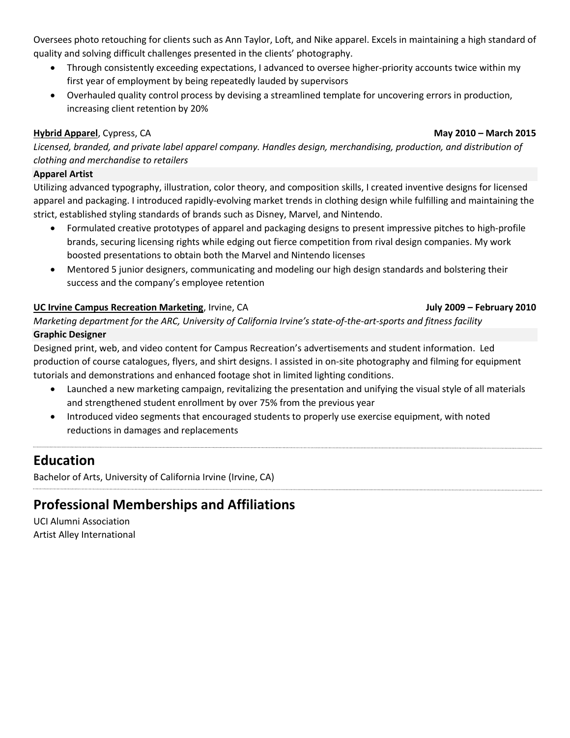Oversees photo retouching for clients such as Ann Taylor, Loft, and Nike apparel. Excels in maintaining a high standard of quality and solving difficult challenges presented in the clients' photography.

- Through consistently exceeding expectations, I advanced to oversee higher-priority accounts twice within my first year of employment by being repeatedly lauded by supervisors
- Overhauled quality control process by devising a streamlined template for uncovering errors in production, increasing client retention by 20%

**Hybrid Apparel**, Cypress, CA **May 2010 – March 2015**

*Licensed, branded, and private label apparel company. Handles design, merchandising, production, and distribution of clothing and merchandise to retailers*

**Apparel Artist**

Utilizing advanced typography, illustration, color theory, and composition skills, I created inventive designs for licensed apparel and packaging. I introduced rapidly-evolving market trends in clothing design while fulfilling and maintaining the strict, established styling standards of brands such as Disney, Marvel, and Nintendo.

- Formulated creative prototypes of apparel and packaging designs to present impressive pitches to high-profile brands, securing licensing rights while edging out fierce competition from rival design companies. My work boosted presentations to obtain both the Marvel and Nintendo licenses
- Mentored 5 junior designers, communicating and modeling our high design standards and bolstering their success and the company's employee retention

**UC Irvine Campus Recreation Marketing**, Irvine, CA **July 2009 – February 2010**

*Marketing department for the ARC, University of California Irvine's state-of-the-art-sports and fitness facility*

**Graphic Designer**

Designed print, web, and video content for Campus Recreation's advertisements and student information. Led production of course catalogues, flyers, and shirt designs. I assisted in on-site photography and filming for equipment tutorials and demonstrations and enhanced footage shot in limited lighting conditions.

- Launched a new marketing campaign, revitalizing the presentation and unifying the visual style of all materials and strengthened student enrollment by over 75% from the previous year
- Introduced video segments that encouraged students to properly use exercise equipment, with noted reductions in damages and replacements

## Education

Bachelor of Arts, University of California Irvine (Irvine, CA)

## Professional Memberships and Affiliations

UCI Alumni Association
Artist Alley International